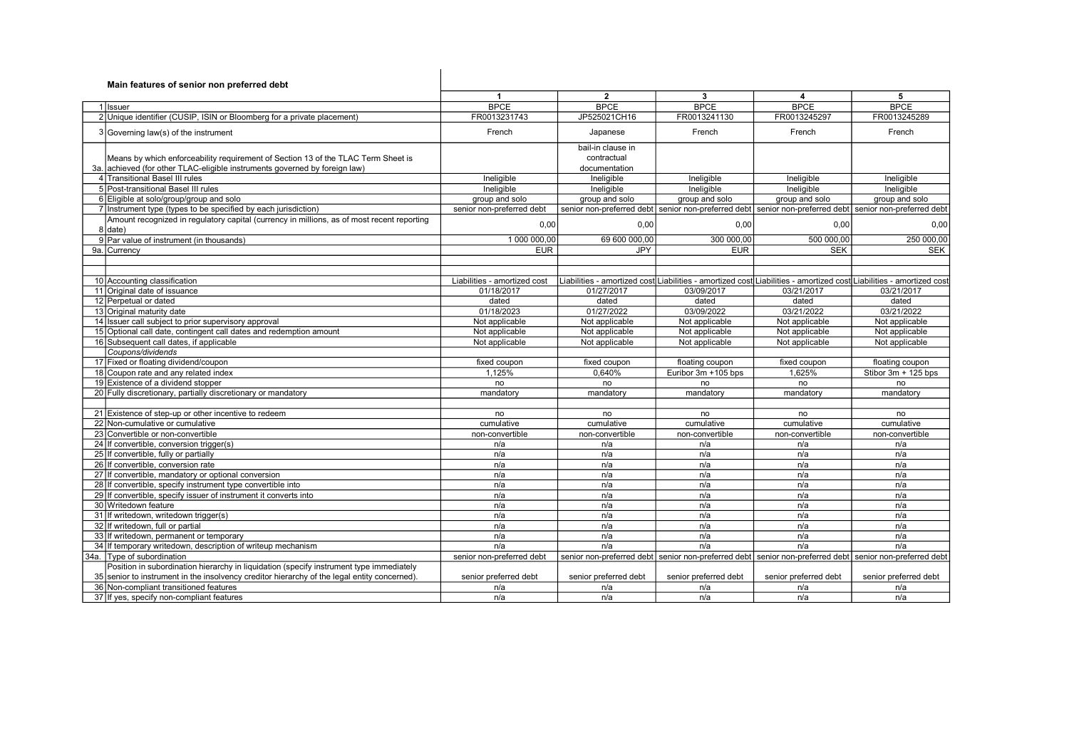### Main features of senior non preferred debt

| | | 1 | 2 | 3 | 4 | 5 |
|---|---|---|---|---|---|---|
| 1 | Issuer | BPCE | BPCE | BPCE | BPCE | BPCE |
| 2 | Unique identifier (CUSIP, ISIN or Bloomberg for a private placement) | FR0013231743 | JP525021CH16 | FR0013241130 | FR0013245297 | FR0013245289 |
| 3 | Governing law(s) of the instrument | French | Japanese | French | French | French |
| 3a. | Means by which enforceability requirement of Section 13 of the TLAC Term Sheet is achieved (for other TLAC-eligible instruments governed by foreign law) | | bail-in clause in contractual documentation | | | |
| 4 | Transitional Basel III rules | Ineligible | Ineligible | Ineligible | Ineligible | Ineligible |
| 5 | Post-transitional Basel III rules | Ineligible | Ineligible | Ineligible | Ineligible | Ineligible |
| 6 | Eligible at solo/group/group and solo | group and solo | group and solo | group and solo | group and solo | group and solo |
| 7 | Instrument type (types to be specified by each jurisdiction) | senior non-preferred debt | senior non-preferred debt | senior non-preferred debt | senior non-preferred debt | senior non-preferred debt |
| 8 | Amount recognized in regulatory capital (currency in millions, as of most recent reporting date) | 0,00 | 0,00 | 0,00 | 0,00 | 0,00 |
| 9 | Par value of instrument (in thousands) | 1 000 000,00 | 69 600 000,00 | 300 000,00 | 500 000,00 | 250 000,00 |
| 9a. | Currency | EUR | JPY | EUR | SEK | SEK |
| | | | | | | |
| | | | | | | |
| 10 | Accounting classification | Liabilities - amortized cost | Liabilities - amortized cost | Liabilities - amortized cost | Liabilities - amortized cost | Liabilities - amortized cost |
| 11 | Original date of issuance | 01/18/2017 | 01/27/2017 | 03/09/2017 | 03/21/2017 | 03/21/2017 |
| 12 | Perpetual or dated | dated | dated | dated | dated | dated |
| 13 | Original maturity date | 01/18/2023 | 01/27/2022 | 03/09/2022 | 03/21/2022 | 03/21/2022 |
| 14 | Issuer call subject to prior supervisory approval | Not applicable | Not applicable | Not applicable | Not applicable | Not applicable |
| 15 | Optional call date, contingent call dates and redemption amount | Not applicable | Not applicable | Not applicable | Not applicable | Not applicable |
| 16 | Subsequent call dates, if applicable | Not applicable | Not applicable | Not applicable | Not applicable | Not applicable |
| | *Coupons/dividends* | | | | | |
| 17 | Fixed or floating dividend/coupon | fixed coupon | fixed coupon | floating coupon | fixed coupon | floating coupon |
| 18 | Coupon rate and any related index | 1,125% | 0,640% | Euribor 3m +105 bps | 1,625% | Stibor 3m + 125 bps |
| 19 | Existence of a dividend stopper | no | no | no | no | no |
| 20 | Fully discretionary, partially discretionary or mandatory | mandatory | mandatory | mandatory | mandatory | mandatory |
| | | | | | | |
| 21 | Existence of step-up or other incentive to redeem | no | no | no | no | no |
| 22 | Non-cumulative or cumulative | cumulative | cumulative | cumulative | cumulative | cumulative |
| 23 | Convertible or non-convertible | non-convertible | non-convertible | non-convertible | non-convertible | non-convertible |
| 24 | If convertible, conversion trigger(s) | n/a | n/a | n/a | n/a | n/a |
| 25 | If convertible, fully or partially | n/a | n/a | n/a | n/a | n/a |
| 26 | If convertible, conversion rate | n/a | n/a | n/a | n/a | n/a |
| 27 | If convertible, mandatory or optional conversion | n/a | n/a | n/a | n/a | n/a |
| 28 | If convertible, specify instrument type convertible into | n/a | n/a | n/a | n/a | n/a |
| 29 | If convertible, specify issuer of instrument it converts into | n/a | n/a | n/a | n/a | n/a |
| 30 | Writedown feature | n/a | n/a | n/a | n/a | n/a |
| 31 | If writedown, writedown trigger(s) | n/a | n/a | n/a | n/a | n/a |
| 32 | If writedown, full or partial | n/a | n/a | n/a | n/a | n/a |
| 33 | If writedown, permanent or temporary | n/a | n/a | n/a | n/a | n/a |
| 34 | If temporary writedown, description of writeup mechanism | n/a | n/a | n/a | n/a | n/a |
| 34a. | Type of subordination | senior non-preferred debt | senior non-preferred debt | senior non-preferred debt | senior non-preferred debt | senior non-preferred debt |
| 35 | Position in subordination hierarchy in liquidation (specify instrument type immediately senior to instrument in the insolvency creditor hierarchy of the legal entity concerned). | senior preferred debt | senior preferred debt | senior preferred debt | senior preferred debt | senior preferred debt |
| 36 | Non-compliant transitioned features | n/a | n/a | n/a | n/a | n/a |
| 37 | If yes, specify non-compliant features | n/a | n/a | n/a | n/a | n/a |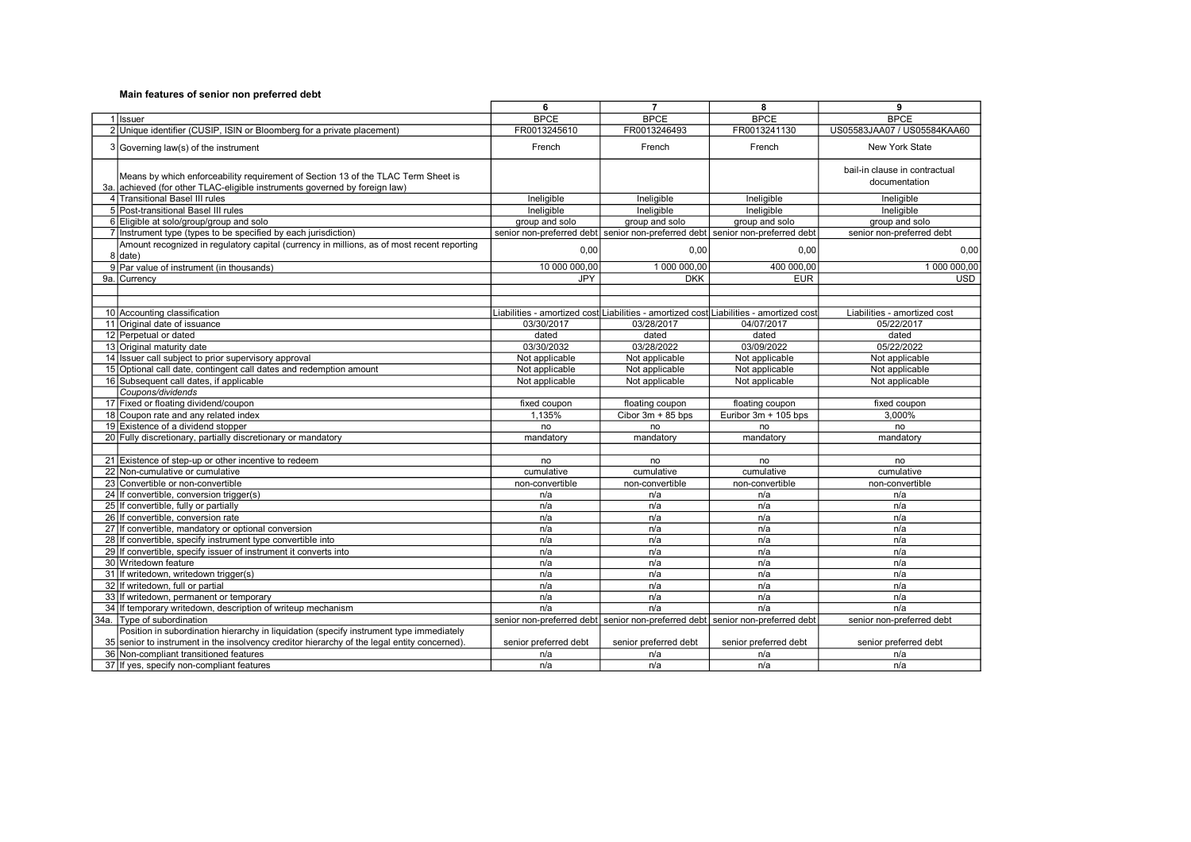**Main features of senior non preferred debt**

| | | 6 | 7 | 8 | 9 |
|---|---|---|---|---|---|
| 1 | Issuer | BPCE | BPCE | BPCE | BPCE |
| 2 | Unique identifier (CUSIP, ISIN or Bloomberg for a private placement) | FR0013245610 | FR0013246493 | FR0013241130 | US05583JAA07 / US05584KAA60 |
| 3 | Governing law(s) of the instrument | French | French | French | New York State |
| 3a. | Means by which enforceability requirement of Section 13 of the TLAC Term Sheet is achieved (for other TLAC-eligible instruments governed by foreign law) | | | | bail-in clause in contractual documentation |
| 4 | Transitional Basel III rules | Ineligible | Ineligible | Ineligible | Ineligible |
| 5 | Post-transitional Basel III rules | Ineligible | Ineligible | Ineligible | Ineligible |
| 6 | Eligible at solo/group/group and solo | group and solo | group and solo | group and solo | group and solo |
| 7 | Instrument type (types to be specified by each jurisdiction) | senior non-preferred debt | senior non-preferred debt | senior non-preferred debt | senior non-preferred debt |
| 8 | Amount recognized in regulatory capital (currency in millions, as of most recent reporting date) | 0,00 | 0,00 | 0,00 | 0,00 |
| 9 | Par value of instrument (in thousands) | 10 000 000,00 | 1 000 000,00 | 400 000,00 | 1 000 000,00 |
| 9a. | Currency | JPY | DKK | EUR | USD |
| | | | | | |
| | | | | | |
| 10 | Accounting classification | Liabilities - amortized cost | Liabilities - amortized cost | Liabilities - amortized cost | Liabilities - amortized cost |
| 11 | Original date of issuance | 03/30/2017 | 03/28/2017 | 04/07/2017 | 05/22/2017 |
| 12 | Perpetual or dated | dated | dated | dated | dated |
| 13 | Original maturity date | 03/30/2032 | 03/28/2022 | 03/09/2022 | 05/22/2022 |
| 14 | Issuer call subject to prior supervisory approval | Not applicable | Not applicable | Not applicable | Not applicable |
| 15 | Optional call date, contingent call dates and redemption amount | Not applicable | Not applicable | Not applicable | Not applicable |
| 16 | Subsequent call dates, if applicable | Not applicable | Not applicable | Not applicable | Not applicable |
| | *Coupons/dividends* | | | | |
| 17 | Fixed or floating dividend/coupon | fixed coupon | floating coupon | floating coupon | fixed coupon |
| 18 | Coupon rate and any related index | 1,135% | Cibor 3m + 85 bps | Euribor 3m + 105 bps | 3,000% |
| 19 | Existence of a dividend stopper | no | no | no | no |
| 20 | Fully discretionary, partially discretionary or mandatory | mandatory | mandatory | mandatory | mandatory |
| | | | | | |
| 21 | Existence of step-up or other incentive to redeem | no | no | no | no |
| 22 | Non-cumulative or cumulative | cumulative | cumulative | cumulative | cumulative |
| 23 | Convertible or non-convertible | non-convertible | non-convertible | non-convertible | non-convertible |
| 24 | If convertible, conversion trigger(s) | n/a | n/a | n/a | n/a |
| 25 | If convertible, fully or partially | n/a | n/a | n/a | n/a |
| 26 | If convertible, conversion rate | n/a | n/a | n/a | n/a |
| 27 | If convertible, mandatory or optional conversion | n/a | n/a | n/a | n/a |
| 28 | If convertible, specify instrument type convertible into | n/a | n/a | n/a | n/a |
| 29 | If convertible, specify issuer of instrument it converts into | n/a | n/a | n/a | n/a |
| 30 | Writedown feature | n/a | n/a | n/a | n/a |
| 31 | If writedown, writedown trigger(s) | n/a | n/a | n/a | n/a |
| 32 | If writedown, full or partial | n/a | n/a | n/a | n/a |
| 33 | If writedown, permanent or temporary | n/a | n/a | n/a | n/a |
| 34 | If temporary writedown, description of writeup mechanism | n/a | n/a | n/a | n/a |
| 34a. | Type of subordination | senior non-preferred debt | senior non-preferred debt | senior non-preferred debt | senior non-preferred debt |
| 35 | Position in subordination hierarchy in liquidation (specify instrument type immediately senior to instrument in the insolvency creditor hierarchy of the legal entity concerned). | senior preferred debt | senior preferred debt | senior preferred debt | senior preferred debt |
| 36 | Non-compliant transitioned features | n/a | n/a | n/a | n/a |
| 37 | If yes, specify non-compliant features | n/a | n/a | n/a | n/a |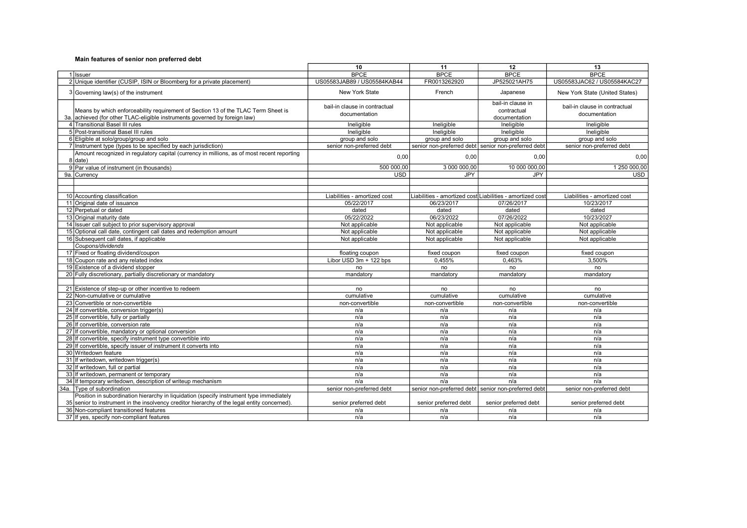**Main features of senior non preferred debt**

| | | 10 | 11 | 12 | 13 |
|---|---|---|---|---|---|
| 1 | Issuer | BPCE | BPCE | BPCE | BPCE |
| 2 | Unique identifier (CUSIP, ISIN or Bloomberg for a private placement) | US05583JAB89 / US05584KAB44 | FR0013262920 | JP525021AH75 | US05583JAC62 / US05584KAC27 |
| 3 | Governing law(s) of the instrument | New York State | French | Japanese | New York State (United States) |
| 3a. | Means by which enforceability requirement of Section 13 of the TLAC Term Sheet is achieved (for other TLAC-eligible instruments governed by foreign law) | bail-in clause in contractual documentation | | bail-in clause in contractual documentation | bail-in clause in contractual documentation |
| 4 | Transitional Basel III rules | Ineligible | Ineligible | Ineligible | Ineligible |
| 5 | Post-transitional Basel III rules | Ineligible | Ineligible | Ineligible | Ineligible |
| 6 | Eligible at solo/group/group and solo | group and solo | group and solo | group and solo | group and solo |
| 7 | Instrument type (types to be specified by each jurisdiction) | senior non-preferred debt | senior non-preferred debt | senior non-preferred debt | senior non-preferred debt |
| 8 | Amount recognized in regulatory capital (currency in millions, as of most recent reporting date) | 0,00 | 0,00 | 0,00 | 0,00 |
| 9 | Par value of instrument (in thousands) | 500 000,00 | 3 000 000,00 | 10 000 000,00 | 1 250 000,00 |
| 9a. | Currency | USD | JPY | JPY | USD |
| | | | | | |
| | | | | | |
| 10 | Accounting classification | Liabilities - amortized cost | Liabilities - amortized cost | Liabilities - amortized cost | Liabilities - amortized cost |
| 11 | Original date of issuance | 05/22/2017 | 06/23/2017 | 07/26/2017 | 10/23/2017 |
| 12 | Perpetual or dated | dated | dated | dated | dated |
| 13 | Original maturity date | 05/22/2022 | 06/23/2022 | 07/26/2022 | 10/23/2027 |
| 14 | Issuer call subject to prior supervisory approval | Not applicable | Not applicable | Not applicable | Not applicable |
| 15 | Optional call date, contingent call dates and redemption amount | Not applicable | Not applicable | Not applicable | Not applicable |
| 16 | Subsequent call dates, if applicable | Not applicable | Not applicable | Not applicable | Not applicable |
| | *Coupons/dividends* | | | | |
| 17 | Fixed or floating dividend/coupon | floating coupon | fixed coupon | fixed coupon | fixed coupon |
| 18 | Coupon rate and any related index | Libor USD 3m + 122 bps | 0,455% | 0,463% | 3,500% |
| 19 | Existence of a dividend stopper | no | no | no | no |
| 20 | Fully discretionary, partially discretionary or mandatory | mandatory | mandatory | mandatory | mandatory |
| | | | | | |
| 21 | Existence of step-up or other incentive to redeem | no | no | no | no |
| 22 | Non-cumulative or cumulative | cumulative | cumulative | cumulative | cumulative |
| 23 | Convertible or non-convertible | non-convertible | non-convertible | non-convertible | non-convertible |
| 24 | If convertible, conversion trigger(s) | n/a | n/a | n/a | n/a |
| 25 | If convertible, fully or partially | n/a | n/a | n/a | n/a |
| 26 | If convertible, conversion rate | n/a | n/a | n/a | n/a |
| 27 | If convertible, mandatory or optional conversion | n/a | n/a | n/a | n/a |
| 28 | If convertible, specify instrument type convertible into | n/a | n/a | n/a | n/a |
| 29 | If convertible, specify issuer of instrument it converts into | n/a | n/a | n/a | n/a |
| 30 | Writedown feature | n/a | n/a | n/a | n/a |
| 31 | If writedown, writedown trigger(s) | n/a | n/a | n/a | n/a |
| 32 | If writedown, full or partial | n/a | n/a | n/a | n/a |
| 33 | If writedown, permanent or temporary | n/a | n/a | n/a | n/a |
| 34 | If temporary writedown, description of writeup mechanism | n/a | n/a | n/a | n/a |
| 34a. | Type of subordination | senior non-preferred debt | senior non-preferred debt | senior non-preferred debt | senior non-preferred debt |
| 35 | Position in subordination hierarchy in liquidation (specify instrument type immediately senior to instrument in the insolvency creditor hierarchy of the legal entity concerned). | senior preferred debt | senior preferred debt | senior preferred debt | senior preferred debt |
| 36 | Non-compliant transitioned features | n/a | n/a | n/a | n/a |
| 37 | If yes, specify non-compliant features | n/a | n/a | n/a | n/a |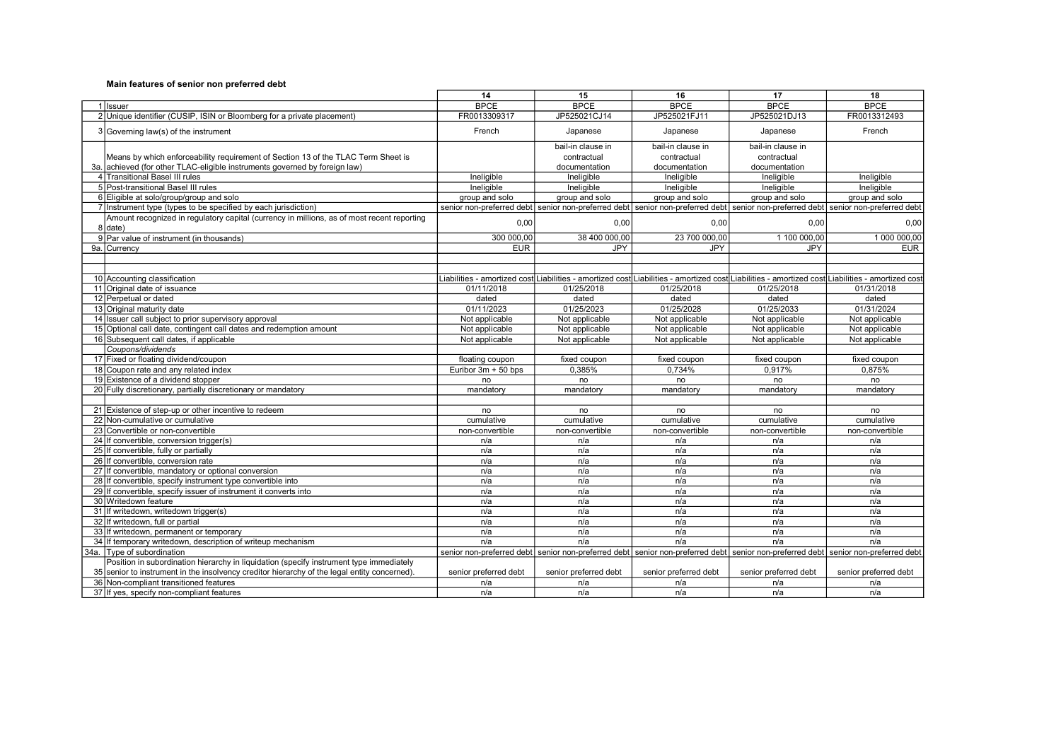**Main features of senior non preferred debt**

| | | 14 | 15 | 16 | 17 | 18 |
|---|---|---|---|---|---|---|
| 1 | Issuer | BPCE | BPCE | BPCE | BPCE | BPCE |
| 2 | Unique identifier (CUSIP, ISIN or Bloomberg for a private placement) | FR0013309317 | JP525021CJ14 | JP525021FJ11 | JP525021DJ13 | FR0013312493 |
| 3 | Governing law(s) of the instrument | French | Japanese | Japanese | Japanese | French |
| 3a. | Means by which enforceability requirement of Section 13 of the TLAC Term Sheet is achieved (for other TLAC-eligible instruments governed by foreign law) | | bail-in clause in contractual documentation | bail-in clause in contractual documentation | bail-in clause in contractual documentation | |
| 4 | Transitional Basel III rules | Ineligible | Ineligible | Ineligible | Ineligible | Ineligible |
| 5 | Post-transitional Basel III rules | Ineligible | Ineligible | Ineligible | Ineligible | Ineligible |
| 6 | Eligible at solo/group/group and solo | group and solo | group and solo | group and solo | group and solo | group and solo |
| 7 | Instrument type (types to be specified by each jurisdiction) | senior non-preferred debt | senior non-preferred debt | senior non-preferred debt | senior non-preferred debt | senior non-preferred debt |
| 8 | Amount recognized in regulatory capital (currency in millions, as of most recent reporting date) | 0,00 | 0,00 | 0,00 | 0,00 | 0,00 |
| 9 | Par value of instrument (in thousands) | 300 000,00 | 38 400 000,00 | 23 700 000,00 | 1 100 000,00 | 1 000 000,00 |
| 9a. | Currency | EUR | JPY | JPY | JPY | EUR |
| | | | | | | |
| | | | | | | |
| 10 | Accounting classification | Liabilities - amortized cost | Liabilities - amortized cost | Liabilities - amortized cost | Liabilities - amortized cost | Liabilities - amortized cost |
| 11 | Original date of issuance | 01/11/2018 | 01/25/2018 | 01/25/2018 | 01/25/2018 | 01/31/2018 |
| 12 | Perpetual or dated | dated | dated | dated | dated | dated |
| 13 | Original maturity date | 01/11/2023 | 01/25/2023 | 01/25/2028 | 01/25/2033 | 01/31/2024 |
| 14 | Issuer call subject to prior supervisory approval | Not applicable | Not applicable | Not applicable | Not applicable | Not applicable |
| 15 | Optional call date, contingent call dates and redemption amount | Not applicable | Not applicable | Not applicable | Not applicable | Not applicable |
| 16 | Subsequent call dates, if applicable | Not applicable | Not applicable | Not applicable | Not applicable | Not applicable |
| | *Coupons/dividends* | | | | | |
| 17 | Fixed or floating dividend/coupon | floating coupon | fixed coupon | fixed coupon | fixed coupon | fixed coupon |
| 18 | Coupon rate and any related index | Euribor 3m + 50 bps | 0,385% | 0,734% | 0,917% | 0,875% |
| 19 | Existence of a dividend stopper | no | no | no | no | no |
| 20 | Fully discretionary, partially discretionary or mandatory | mandatory | mandatory | mandatory | mandatory | mandatory |
| | | | | | | |
| 21 | Existence of step-up or other incentive to redeem | no | no | no | no | no |
| 22 | Non-cumulative or cumulative | cumulative | cumulative | cumulative | cumulative | cumulative |
| 23 | Convertible or non-convertible | non-convertible | non-convertible | non-convertible | non-convertible | non-convertible |
| 24 | If convertible, conversion trigger(s) | n/a | n/a | n/a | n/a | n/a |
| 25 | If convertible, fully or partially | n/a | n/a | n/a | n/a | n/a |
| 26 | If convertible, conversion rate | n/a | n/a | n/a | n/a | n/a |
| 27 | If convertible, mandatory or optional conversion | n/a | n/a | n/a | n/a | n/a |
| 28 | If convertible, specify instrument type convertible into | n/a | n/a | n/a | n/a | n/a |
| 29 | If convertible, specify issuer of instrument it converts into | n/a | n/a | n/a | n/a | n/a |
| 30 | Writedown feature | n/a | n/a | n/a | n/a | n/a |
| 31 | If writedown, writedown trigger(s) | n/a | n/a | n/a | n/a | n/a |
| 32 | If writedown, full or partial | n/a | n/a | n/a | n/a | n/a |
| 33 | If writedown, permanent or temporary | n/a | n/a | n/a | n/a | n/a |
| 34 | If temporary writedown, description of writeup mechanism | n/a | n/a | n/a | n/a | n/a |
| 34a. | Type of subordination | senior non-preferred debt | senior non-preferred debt | senior non-preferred debt | senior non-preferred debt | senior non-preferred debt |
| 35 | Position in subordination hierarchy in liquidation (specify instrument type immediately senior to instrument in the insolvency creditor hierarchy of the legal entity concerned). | senior preferred debt | senior preferred debt | senior preferred debt | senior preferred debt | senior preferred debt |
| 36 | Non-compliant transitioned features | n/a | n/a | n/a | n/a | n/a |
| 37 | If yes, specify non-compliant features | n/a | n/a | n/a | n/a | n/a |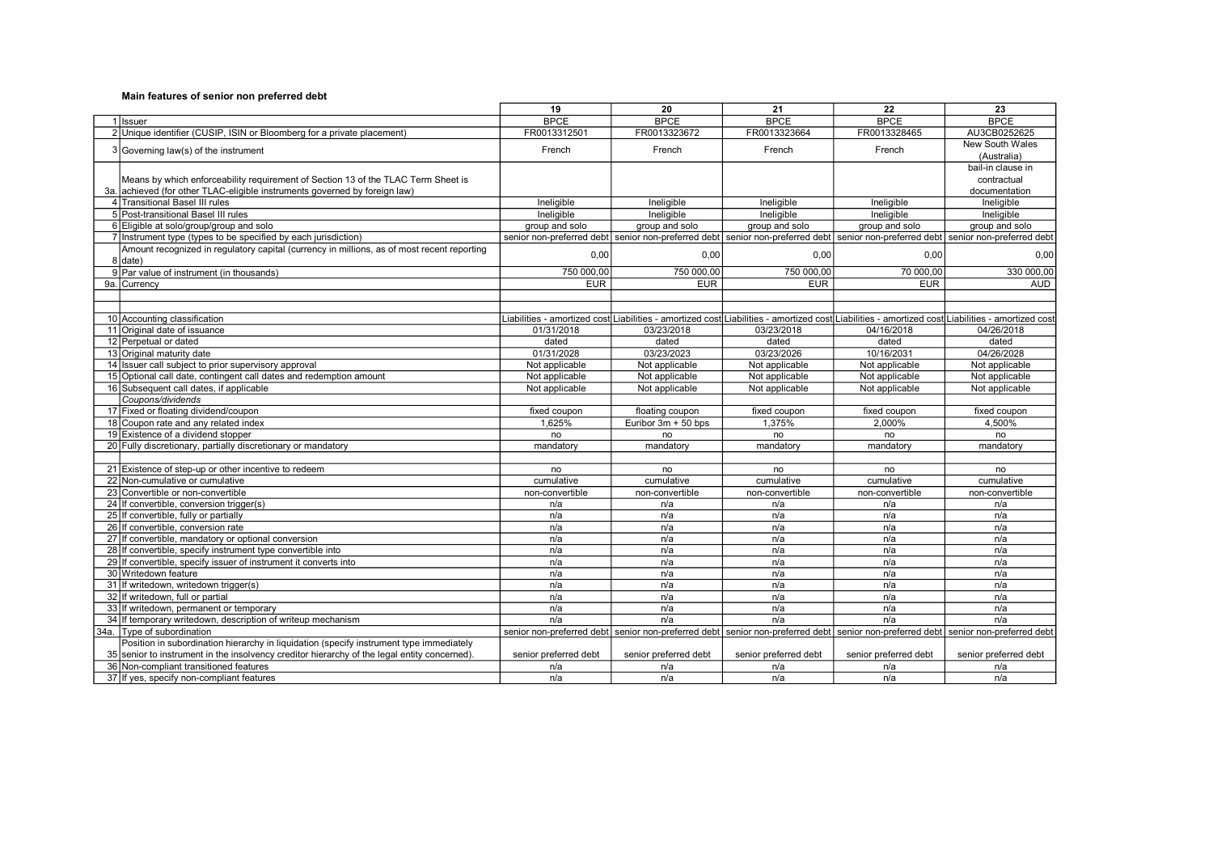### Main features of senior non preferred debt

| | | 19 | 20 | 21 | 22 | 23 |
|---|---|---|---|---|---|---|
| 1 | Issuer | BPCE | BPCE | BPCE | BPCE | BPCE |
| 2 | Unique identifier (CUSIP, ISIN or Bloomberg for a private placement) | FR0013312501 | FR0013323672 | FR0013323664 | FR0013328465 | AU3CB0252625 |
| 3 | Governing law(s) of the instrument | French | French | French | French | New South Wales (Australia) |
| 3a. | Means by which enforceability requirement of Section 13 of the TLAC Term Sheet is achieved (for other TLAC-eligible instruments governed by foreign law) | | | | | bail-in clause in contractual documentation |
| 4 | Transitional Basel III rules | Ineligible | Ineligible | Ineligible | Ineligible | Ineligible |
| 5 | Post-transitional Basel III rules | Ineligible | Ineligible | Ineligible | Ineligible | Ineligible |
| 6 | Eligible at solo/group/group and solo | group and solo | group and solo | group and solo | group and solo | group and solo |
| 7 | Instrument type (types to be specified by each jurisdiction) | senior non-preferred debt | senior non-preferred debt | senior non-preferred debt | senior non-preferred debt | senior non-preferred debt |
| 8 | Amount recognized in regulatory capital (currency in millions, as of most recent reporting date) | 0,00 | 0,00 | 0,00 | 0,00 | 0,00 |
| 9 | Par value of instrument (in thousands) | 750 000,00 | 750 000,00 | 750 000,00 | 70 000,00 | 330 000,00 |
| 9a. | Currency | EUR | EUR | EUR | EUR | AUD |
| | | | | | | |
| | | | | | | |
| 10 | Accounting classification | Liabilities - amortized cost | Liabilities - amortized cost | Liabilities - amortized cost | Liabilities - amortized cost | Liabilities - amortized cost |
| 11 | Original date of issuance | 01/31/2018 | 03/23/2018 | 03/23/2018 | 04/16/2018 | 04/26/2018 |
| 12 | Perpetual or dated | dated | dated | dated | dated | dated |
| 13 | Original maturity date | 01/31/2028 | 03/23/2023 | 03/23/2026 | 10/16/2031 | 04/26/2028 |
| 14 | Issuer call subject to prior supervisory approval | Not applicable | Not applicable | Not applicable | Not applicable | Not applicable |
| 15 | Optional call date, contingent call dates and redemption amount | Not applicable | Not applicable | Not applicable | Not applicable | Not applicable |
| 16 | Subsequent call dates, if applicable | Not applicable | Not applicable | Not applicable | Not applicable | Not applicable |
| | *Coupons/dividends* | | | | | |
| 17 | Fixed or floating dividend/coupon | fixed coupon | floating coupon | fixed coupon | fixed coupon | fixed coupon |
| 18 | Coupon rate and any related index | 1,625% | Euribor 3m + 50 bps | 1,375% | 2,000% | 4,500% |
| 19 | Existence of a dividend stopper | no | no | no | no | no |
| 20 | Fully discretionary, partially discretionary or mandatory | mandatory | mandatory | mandatory | mandatory | mandatory |
| | | | | | | |
| 21 | Existence of step-up or other incentive to redeem | no | no | no | no | no |
| 22 | Non-cumulative or cumulative | cumulative | cumulative | cumulative | cumulative | cumulative |
| 23 | Convertible or non-convertible | non-convertible | non-convertible | non-convertible | non-convertible | non-convertible |
| 24 | If convertible, conversion trigger(s) | n/a | n/a | n/a | n/a | n/a |
| 25 | If convertible, fully or partially | n/a | n/a | n/a | n/a | n/a |
| 26 | If convertible, conversion rate | n/a | n/a | n/a | n/a | n/a |
| 27 | If convertible, mandatory or optional conversion | n/a | n/a | n/a | n/a | n/a |
| 28 | If convertible, specify instrument type convertible into | n/a | n/a | n/a | n/a | n/a |
| 29 | If convertible, specify issuer of instrument it converts into | n/a | n/a | n/a | n/a | n/a |
| 30 | Writedown feature | n/a | n/a | n/a | n/a | n/a |
| 31 | If writedown, writedown trigger(s) | n/a | n/a | n/a | n/a | n/a |
| 32 | If writedown, full or partial | n/a | n/a | n/a | n/a | n/a |
| 33 | If writedown, permanent or temporary | n/a | n/a | n/a | n/a | n/a |
| 34 | If temporary writedown, description of writeup mechanism | n/a | n/a | n/a | n/a | n/a |
| 34a. | Type of subordination | senior non-preferred debt | senior non-preferred debt | senior non-preferred debt | senior non-preferred debt | senior non-preferred debt |
| 35 | Position in subordination hierarchy in liquidation (specify instrument type immediately senior to instrument in the insolvency creditor hierarchy of the legal entity concerned). | senior preferred debt | senior preferred debt | senior preferred debt | senior preferred debt | senior preferred debt |
| 36 | Non-compliant transitioned features | n/a | n/a | n/a | n/a | n/a |
| 37 | If yes, specify non-compliant features | n/a | n/a | n/a | n/a | n/a |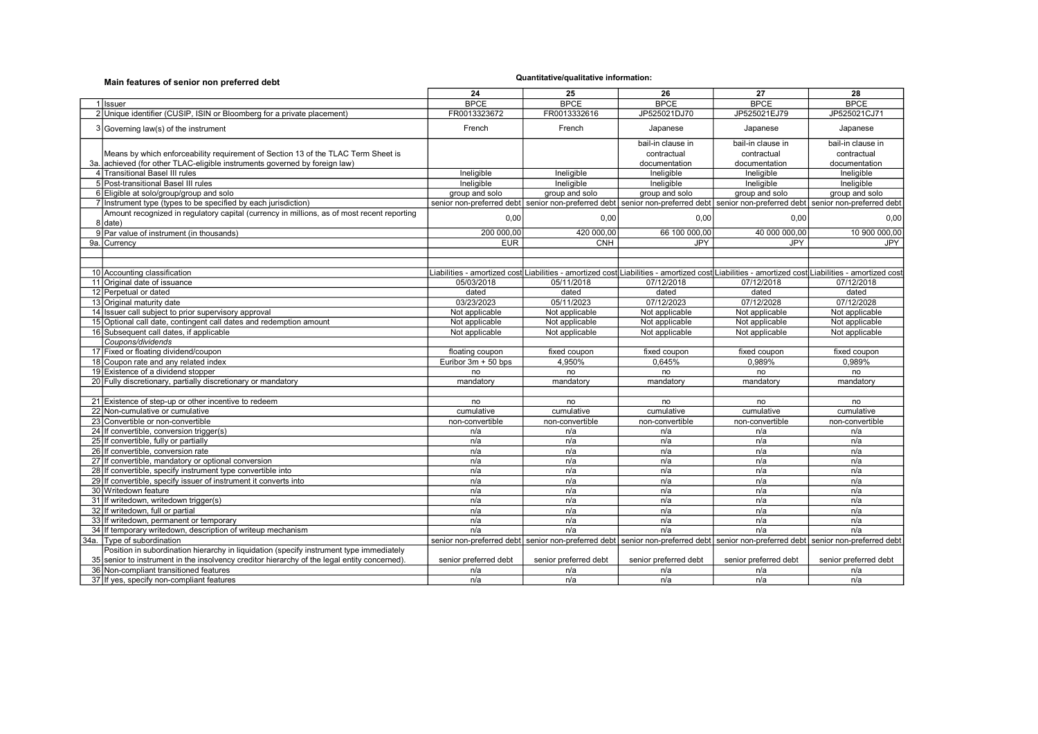**Main features of senior non preferred debt**

**Quantitative/qualitative information:**

| | | 24 | 25 | 26 | 27 | 28 |
|---|---|---|---|---|---|---|
| 1 | Issuer | BPCE | BPCE | BPCE | BPCE | BPCE |
| 2 | Unique identifier (CUSIP, ISIN or Bloomberg for a private placement) | FR0013323672 | FR0013332616 | JP525021DJ70 | JP525021EJ79 | JP525021CJ71 |
| 3 | Governing law(s) of the instrument | French | French | Japanese | Japanese | Japanese |
| 3a. | Means by which enforceability requirement of Section 13 of the TLAC Term Sheet is achieved (for other TLAC-eligible instruments governed by foreign law) | | | bail-in clause in contractual documentation | bail-in clause in contractual documentation | bail-in clause in contractual documentation |
| 4 | Transitional Basel III rules | Ineligible | Ineligible | Ineligible | Ineligible | Ineligible |
| 5 | Post-transitional Basel III rules | Ineligible | Ineligible | Ineligible | Ineligible | Ineligible |
| 6 | Eligible at solo/group/group and solo | group and solo | group and solo | group and solo | group and solo | group and solo |
| 7 | Instrument type (types to be specified by each jurisdiction) | senior non-preferred debt | senior non-preferred debt | senior non-preferred debt | senior non-preferred debt | senior non-preferred debt |
| 8 | Amount recognized in regulatory capital (currency in millions, as of most recent reporting date) | 0,00 | 0,00 | 0,00 | 0,00 | 0,00 |
| 9 | Par value of instrument (in thousands) | 200 000,00 | 420 000,00 | 66 100 000,00 | 40 000 000,00 | 10 900 000,00 |
| 9a. | Currency | EUR | CNH | JPY | JPY | JPY |
| | | | | | | |
| | | | | | | |
| 10 | Accounting classification | Liabilities - amortized cost | Liabilities - amortized cost | Liabilities - amortized cost | Liabilities - amortized cost | Liabilities - amortized cost |
| 11 | Original date of issuance | 05/03/2018 | 05/11/2018 | 07/12/2018 | 07/12/2018 | 07/12/2018 |
| 12 | Perpetual or dated | dated | dated | dated | dated | dated |
| 13 | Original maturity date | 03/23/2023 | 05/11/2023 | 07/12/2023 | 07/12/2028 | 07/12/2028 |
| 14 | Issuer call subject to prior supervisory approval | Not applicable | Not applicable | Not applicable | Not applicable | Not applicable |
| 15 | Optional call date, contingent call dates and redemption amount | Not applicable | Not applicable | Not applicable | Not applicable | Not applicable |
| 16 | Subsequent call dates, if applicable | Not applicable | Not applicable | Not applicable | Not applicable | Not applicable |
| | *Coupons/dividends* | | | | | |
| 17 | Fixed or floating dividend/coupon | floating coupon | fixed coupon | fixed coupon | fixed coupon | fixed coupon |
| 18 | Coupon rate and any related index | Euribor 3m + 50 bps | 4,950% | 0,645% | 0,989% | 0,989% |
| 19 | Existence of a dividend stopper | no | no | no | no | no |
| 20 | Fully discretionary, partially discretionary or mandatory | mandatory | mandatory | mandatory | mandatory | mandatory |
| | | | | | | |
| 21 | Existence of step-up or other incentive to redeem | no | no | no | no | no |
| 22 | Non-cumulative or cumulative | cumulative | cumulative | cumulative | cumulative | cumulative |
| 23 | Convertible or non-convertible | non-convertible | non-convertible | non-convertible | non-convertible | non-convertible |
| 24 | If convertible, conversion trigger(s) | n/a | n/a | n/a | n/a | n/a |
| 25 | If convertible, fully or partially | n/a | n/a | n/a | n/a | n/a |
| 26 | If convertible, conversion rate | n/a | n/a | n/a | n/a | n/a |
| 27 | If convertible, mandatory or optional conversion | n/a | n/a | n/a | n/a | n/a |
| 28 | If convertible, specify instrument type convertible into | n/a | n/a | n/a | n/a | n/a |
| 29 | If convertible, specify issuer of instrument it converts into | n/a | n/a | n/a | n/a | n/a |
| 30 | Writedown feature | n/a | n/a | n/a | n/a | n/a |
| 31 | If writedown, writedown trigger(s) | n/a | n/a | n/a | n/a | n/a |
| 32 | If writedown, full or partial | n/a | n/a | n/a | n/a | n/a |
| 33 | If writedown, permanent or temporary | n/a | n/a | n/a | n/a | n/a |
| 34 | If temporary writedown, description of writeup mechanism | n/a | n/a | n/a | n/a | n/a |
| 34a. | Type of subordination | senior non-preferred debt | senior non-preferred debt | senior non-preferred debt | senior non-preferred debt | senior non-preferred debt |
| 35 | Position in subordination hierarchy in liquidation (specify instrument type immediately senior to instrument in the insolvency creditor hierarchy of the legal entity concerned). | senior preferred debt | senior preferred debt | senior preferred debt | senior preferred debt | senior preferred debt |
| 36 | Non-compliant transitioned features | n/a | n/a | n/a | n/a | n/a |
| 37 | If yes, specify non-compliant features | n/a | n/a | n/a | n/a | n/a |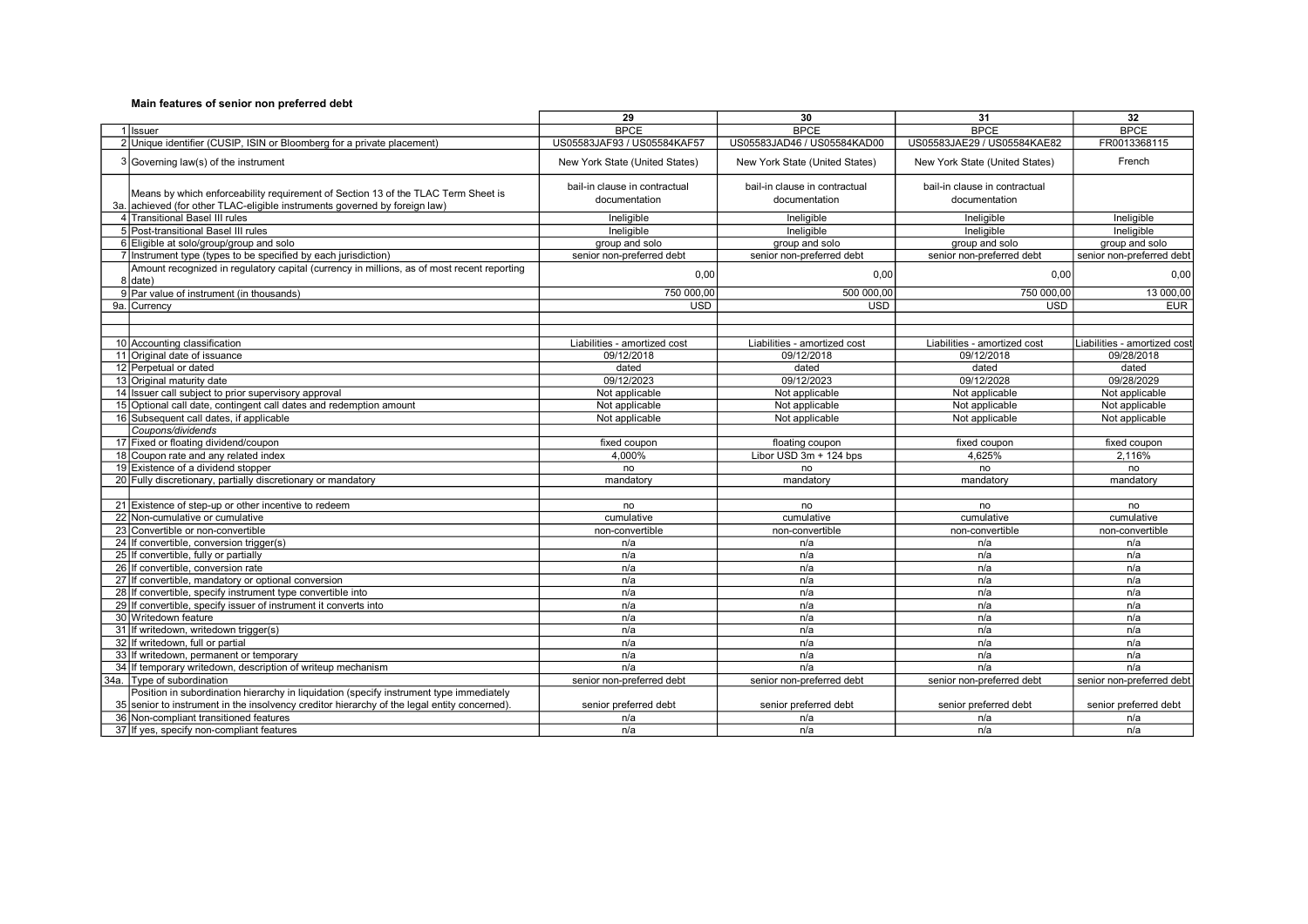### Main features of senior non preferred debt

| | | 29 | 30 | 31 | 32 |
|---|---|---|---|---|---|
| 1 | Issuer | BPCE | BPCE | BPCE | BPCE |
| 2 | Unique identifier (CUSIP, ISIN or Bloomberg for a private placement) | US05583JAF93 / US05584KAF57 | US05583JAD46 / US05584KAD00 | US05583JAE29 / US05584KAE82 | FR0013368115 |
| 3 | Governing law(s) of the instrument | New York State (United States) | New York State (United States) | New York State (United States) | French |
| 3a. | Means by which enforceability requirement of Section 13 of the TLAC Term Sheet is achieved (for other TLAC-eligible instruments governed by foreign law) | bail-in clause in contractual documentation | bail-in clause in contractual documentation | bail-in clause in contractual documentation | |
| 4 | Transitional Basel III rules | Ineligible | Ineligible | Ineligible | Ineligible |
| 5 | Post-transitional Basel III rules | Ineligible | Ineligible | Ineligible | Ineligible |
| 6 | Eligible at solo/group/group and solo | group and solo | group and solo | group and solo | group and solo |
| 7 | Instrument type (types to be specified by each jurisdiction) | senior non-preferred debt | senior non-preferred debt | senior non-preferred debt | senior non-preferred debt |
| 8 | Amount recognized in regulatory capital (currency in millions, as of most recent reporting date) | 0,00 | 0,00 | 0,00 | 0,00 |
| 9 | Par value of instrument (in thousands) | 750 000,00 | 500 000,00 | 750 000,00 | 13 000,00 |
| 9a. | Currency | USD | USD | USD | EUR |
| | | | | | |
| | | | | | |
| 10 | Accounting classification | Liabilities - amortized cost | Liabilities - amortized cost | Liabilities - amortized cost | Liabilities - amortized cost |
| 11 | Original date of issuance | 09/12/2018 | 09/12/2018 | 09/12/2018 | 09/28/2018 |
| 12 | Perpetual or dated | dated | dated | dated | dated |
| 13 | Original maturity date | 09/12/2023 | 09/12/2023 | 09/12/2028 | 09/28/2029 |
| 14 | Issuer call subject to prior supervisory approval | Not applicable | Not applicable | Not applicable | Not applicable |
| 15 | Optional call date, contingent call dates and redemption amount | Not applicable | Not applicable | Not applicable | Not applicable |
| 16 | Subsequent call dates, if applicable | Not applicable | Not applicable | Not applicable | Not applicable |
| | *Coupons/dividends* | | | | |
| 17 | Fixed or floating dividend/coupon | fixed coupon | floating coupon | fixed coupon | fixed coupon |
| 18 | Coupon rate and any related index | 4,000% | Libor USD 3m + 124 bps | 4,625% | 2,116% |
| 19 | Existence of a dividend stopper | no | no | no | no |
| 20 | Fully discretionary, partially discretionary or mandatory | mandatory | mandatory | mandatory | mandatory |
| | | | | | |
| 21 | Existence of step-up or other incentive to redeem | no | no | no | no |
| 22 | Non-cumulative or cumulative | cumulative | cumulative | cumulative | cumulative |
| 23 | Convertible or non-convertible | non-convertible | non-convertible | non-convertible | non-convertible |
| 24 | If convertible, conversion trigger(s) | n/a | n/a | n/a | n/a |
| 25 | If convertible, fully or partially | n/a | n/a | n/a | n/a |
| 26 | If convertible, conversion rate | n/a | n/a | n/a | n/a |
| 27 | If convertible, mandatory or optional conversion | n/a | n/a | n/a | n/a |
| 28 | If convertible, specify instrument type convertible into | n/a | n/a | n/a | n/a |
| 29 | If convertible, specify issuer of instrument it converts into | n/a | n/a | n/a | n/a |
| 30 | Writedown feature | n/a | n/a | n/a | n/a |
| 31 | If writedown, writedown trigger(s) | n/a | n/a | n/a | n/a |
| 32 | If writedown, full or partial | n/a | n/a | n/a | n/a |
| 33 | If writedown, permanent or temporary | n/a | n/a | n/a | n/a |
| 34 | If temporary writedown, description of writeup mechanism | n/a | n/a | n/a | n/a |
| 34a. | Type of subordination | senior non-preferred debt | senior non-preferred debt | senior non-preferred debt | senior non-preferred debt |
| 35 | Position in subordination hierarchy in liquidation (specify instrument type immediately senior to instrument in the insolvency creditor hierarchy of the legal entity concerned). | senior preferred debt | senior preferred debt | senior preferred debt | senior preferred debt |
| 36 | Non-compliant transitioned features | n/a | n/a | n/a | n/a |
| 37 | If yes, specify non-compliant features | n/a | n/a | n/a | n/a |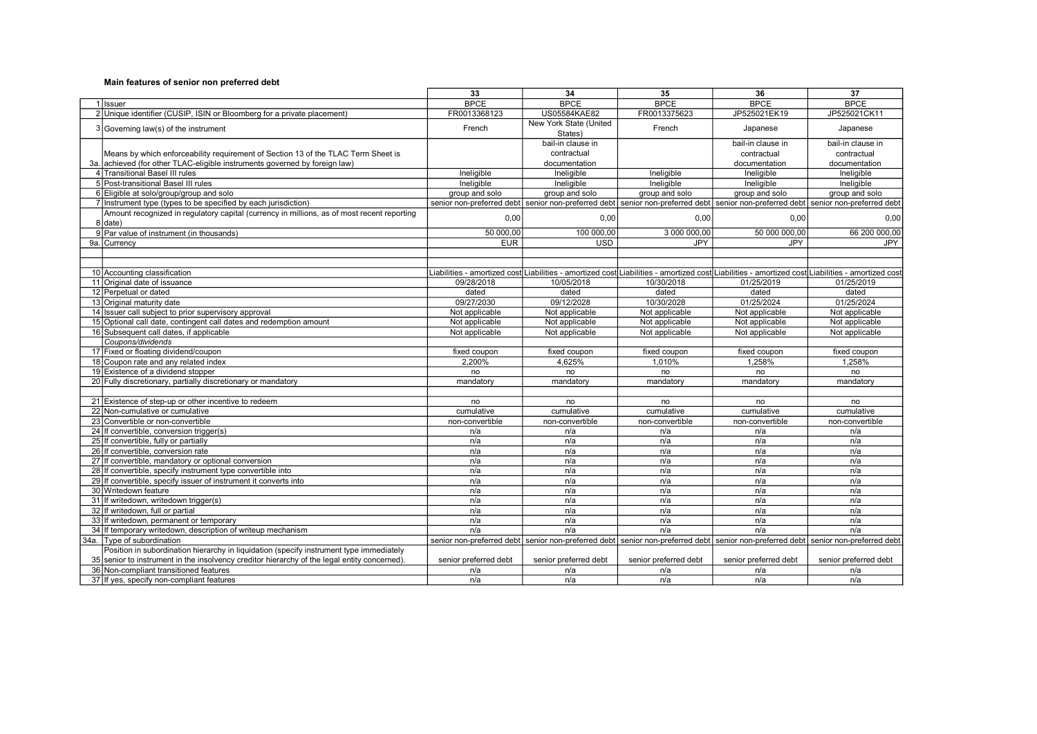**Main features of senior non preferred debt**

| | | 33 | 34 | 35 | 36 | 37 |
|---|---|---|---|---|---|---|
| 1 | Issuer | BPCE | BPCE | BPCE | BPCE | BPCE |
| 2 | Unique identifier (CUSIP, ISIN or Bloomberg for a private placement) | FR0013368123 | US05584KAE82 | FR0013375623 | JP525021EK19 | JP525021CK11 |
| 3 | Governing law(s) of the instrument | French | New York State (United States) | French | Japanese | Japanese |
| 3a. | Means by which enforceability requirement of Section 13 of the TLAC Term Sheet is achieved (for other TLAC-eligible instruments governed by foreign law) | | bail-in clause in contractual documentation | | bail-in clause in contractual documentation | bail-in clause in contractual documentation |
| 4 | Transitional Basel III rules | Ineligible | Ineligible | Ineligible | Ineligible | Ineligible |
| 5 | Post-transitional Basel III rules | Ineligible | Ineligible | Ineligible | Ineligible | Ineligible |
| 6 | Eligible at solo/group/group and solo | group and solo | group and solo | group and solo | group and solo | group and solo |
| 7 | Instrument type (types to be specified by each jurisdiction) | senior non-preferred debt | senior non-preferred debt | senior non-preferred debt | senior non-preferred debt | senior non-preferred debt |
| 8 | Amount recognized in regulatory capital (currency in millions, as of most recent reporting date) | 0,00 | 0,00 | 0,00 | 0,00 | 0,00 |
| 9 | Par value of instrument (in thousands) | 50 000,00 | 100 000,00 | 3 000 000,00 | 50 000 000,00 | 66 200 000,00 |
| 9a. | Currency | EUR | USD | JPY | JPY | JPY |
| | | | | | | |
| | | | | | | |
| 10 | Accounting classification | Liabilities - amortized cost | Liabilities - amortized cost | Liabilities - amortized cost | Liabilities - amortized cost | Liabilities - amortized cost |
| 11 | Original date of issuance | 09/28/2018 | 10/05/2018 | 10/30/2018 | 01/25/2019 | 01/25/2019 |
| 12 | Perpetual or dated | dated | dated | dated | dated | dated |
| 13 | Original maturity date | 09/27/2030 | 09/12/2028 | 10/30/2028 | 01/25/2024 | 01/25/2024 |
| 14 | Issuer call subject to prior supervisory approval | Not applicable | Not applicable | Not applicable | Not applicable | Not applicable |
| 15 | Optional call date, contingent call dates and redemption amount | Not applicable | Not applicable | Not applicable | Not applicable | Not applicable |
| 16 | Subsequent call dates, if applicable | Not applicable | Not applicable | Not applicable | Not applicable | Not applicable |
| | *Coupons/dividends* | | | | | |
| 17 | Fixed or floating dividend/coupon | fixed coupon | fixed coupon | fixed coupon | fixed coupon | fixed coupon |
| 18 | Coupon rate and any related index | 2,200% | 4,625% | 1,010% | 1,258% | 1,258% |
| 19 | Existence of a dividend stopper | no | no | no | no | no |
| 20 | Fully discretionary, partially discretionary or mandatory | mandatory | mandatory | mandatory | mandatory | mandatory |
| | | | | | | |
| 21 | Existence of step-up or other incentive to redeem | no | no | no | no | no |
| 22 | Non-cumulative or cumulative | cumulative | cumulative | cumulative | cumulative | cumulative |
| 23 | Convertible or non-convertible | non-convertible | non-convertible | non-convertible | non-convertible | non-convertible |
| 24 | If convertible, conversion trigger(s) | n/a | n/a | n/a | n/a | n/a |
| 25 | If convertible, fully or partially | n/a | n/a | n/a | n/a | n/a |
| 26 | If convertible, conversion rate | n/a | n/a | n/a | n/a | n/a |
| 27 | If convertible, mandatory or optional conversion | n/a | n/a | n/a | n/a | n/a |
| 28 | If convertible, specify instrument type convertible into | n/a | n/a | n/a | n/a | n/a |
| 29 | If convertible, specify issuer of instrument it converts into | n/a | n/a | n/a | n/a | n/a |
| 30 | Writedown feature | n/a | n/a | n/a | n/a | n/a |
| 31 | If writedown, writedown trigger(s) | n/a | n/a | n/a | n/a | n/a |
| 32 | If writedown, full or partial | n/a | n/a | n/a | n/a | n/a |
| 33 | If writedown, permanent or temporary | n/a | n/a | n/a | n/a | n/a |
| 34 | If temporary writedown, description of writeup mechanism | n/a | n/a | n/a | n/a | n/a |
| 34a. | Type of subordination | senior non-preferred debt | senior non-preferred debt | senior non-preferred debt | senior non-preferred debt | senior non-preferred debt |
| 35 | Position in subordination hierarchy in liquidation (specify instrument type immediately senior to instrument in the insolvency creditor hierarchy of the legal entity concerned). | senior preferred debt | senior preferred debt | senior preferred debt | senior preferred debt | senior preferred debt |
| 36 | Non-compliant transitioned features | n/a | n/a | n/a | n/a | n/a |
| 37 | If yes, specify non-compliant features | n/a | n/a | n/a | n/a | n/a |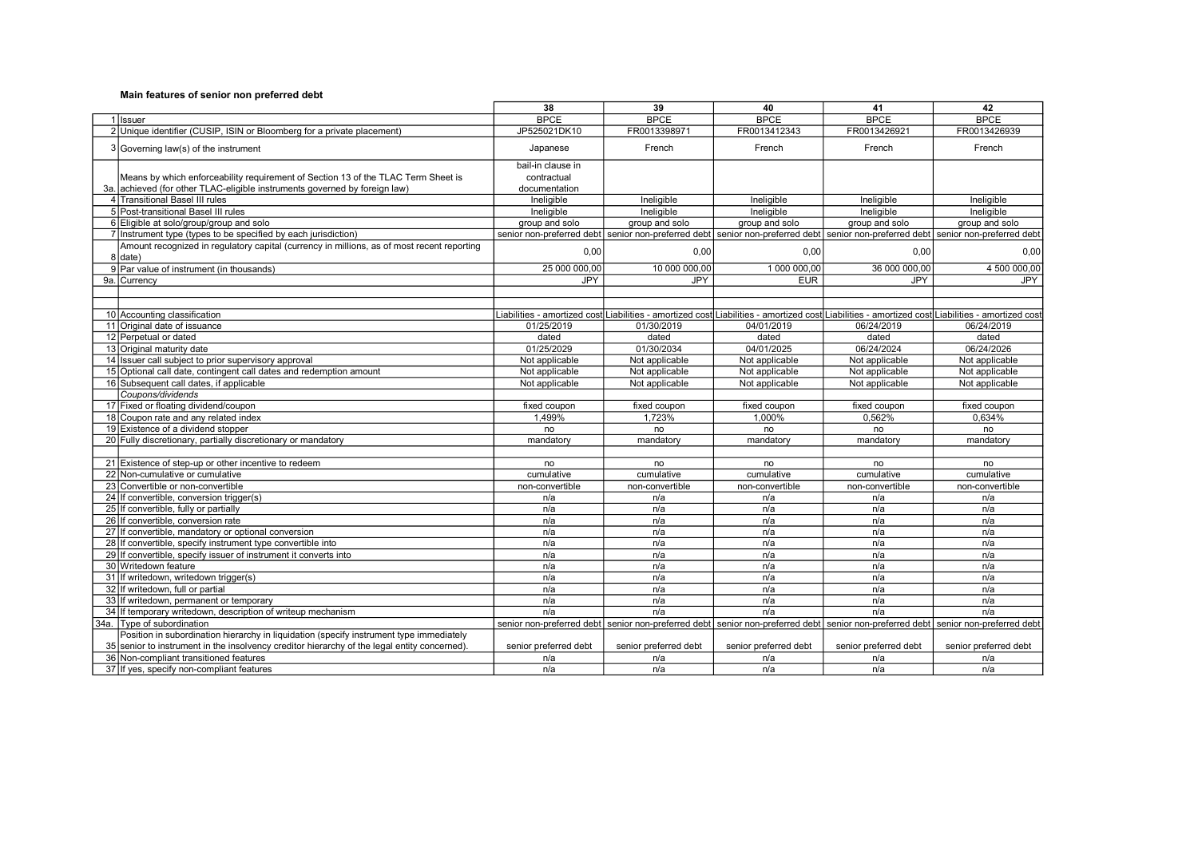**Main features of senior non preferred debt**

| | | 38 | 39 | 40 | 41 | 42 |
|---|---|---|---|---|---|---|
| 1 | Issuer | BPCE | BPCE | BPCE | BPCE | BPCE |
| 2 | Unique identifier (CUSIP, ISIN or Bloomberg for a private placement) | JP525021DK10 | FR0013398971 | FR0013412343 | FR0013426921 | FR0013426939 |
| 3 | Governing law(s) of the instrument | Japanese | French | French | French | French |
| 3a. | Means by which enforceability requirement of Section 13 of the TLAC Term Sheet is achieved (for other TLAC-eligible instruments governed by foreign law) | bail-in clause in contractual documentation | | | | |
| 4 | Transitional Basel III rules | Ineligible | Ineligible | Ineligible | Ineligible | Ineligible |
| 5 | Post-transitional Basel III rules | Ineligible | Ineligible | Ineligible | Ineligible | Ineligible |
| 6 | Eligible at solo/group/group and solo | group and solo | group and solo | group and solo | group and solo | group and solo |
| 7 | Instrument type (types to be specified by each jurisdiction) | senior non-preferred debt | senior non-preferred debt | senior non-preferred debt | senior non-preferred debt | senior non-preferred debt |
| 8 | Amount recognized in regulatory capital (currency in millions, as of most recent reporting date) | 0,00 | 0,00 | 0,00 | 0,00 | 0,00 |
| 9 | Par value of instrument (in thousands) | 25 000 000,00 | 10 000 000,00 | 1 000 000,00 | 36 000 000,00 | 4 500 000,00 |
| 9a. | Currency | JPY | JPY | EUR | JPY | JPY |
| | | | | | | |
| | | | | | | |
| 10 | Accounting classification | Liabilities - amortized cost | Liabilities - amortized cost | Liabilities - amortized cost | Liabilities - amortized cost | Liabilities - amortized cost |
| 11 | Original date of issuance | 01/25/2019 | 01/30/2019 | 04/01/2019 | 06/24/2019 | 06/24/2019 |
| 12 | Perpetual or dated | dated | dated | dated | dated | dated |
| 13 | Original maturity date | 01/25/2029 | 01/30/2034 | 04/01/2025 | 06/24/2024 | 06/24/2026 |
| 14 | Issuer call subject to prior supervisory approval | Not applicable | Not applicable | Not applicable | Not applicable | Not applicable |
| 15 | Optional call date, contingent call dates and redemption amount | Not applicable | Not applicable | Not applicable | Not applicable | Not applicable |
| 16 | Subsequent call dates, if applicable | Not applicable | Not applicable | Not applicable | Not applicable | Not applicable |
| | *Coupons/dividends* | | | | | |
| 17 | Fixed or floating dividend/coupon | fixed coupon | fixed coupon | fixed coupon | fixed coupon | fixed coupon |
| 18 | Coupon rate and any related index | 1,499% | 1,723% | 1,000% | 0,562% | 0,634% |
| 19 | Existence of a dividend stopper | no | no | no | no | no |
| 20 | Fully discretionary, partially discretionary or mandatory | mandatory | mandatory | mandatory | mandatory | mandatory |
| | | | | | | |
| 21 | Existence of step-up or other incentive to redeem | no | no | no | no | no |
| 22 | Non-cumulative or cumulative | cumulative | cumulative | cumulative | cumulative | cumulative |
| 23 | Convertible or non-convertible | non-convertible | non-convertible | non-convertible | non-convertible | non-convertible |
| 24 | If convertible, conversion trigger(s) | n/a | n/a | n/a | n/a | n/a |
| 25 | If convertible, fully or partially | n/a | n/a | n/a | n/a | n/a |
| 26 | If convertible, conversion rate | n/a | n/a | n/a | n/a | n/a |
| 27 | If convertible, mandatory or optional conversion | n/a | n/a | n/a | n/a | n/a |
| 28 | If convertible, specify instrument type convertible into | n/a | n/a | n/a | n/a | n/a |
| 29 | If convertible, specify issuer of instrument it converts into | n/a | n/a | n/a | n/a | n/a |
| 30 | Writedown feature | n/a | n/a | n/a | n/a | n/a |
| 31 | If writedown, writedown trigger(s) | n/a | n/a | n/a | n/a | n/a |
| 32 | If writedown, full or partial | n/a | n/a | n/a | n/a | n/a |
| 33 | If writedown, permanent or temporary | n/a | n/a | n/a | n/a | n/a |
| 34 | If temporary writedown, description of writeup mechanism | n/a | n/a | n/a | n/a | n/a |
| 34a. | Type of subordination | senior non-preferred debt | senior non-preferred debt | senior non-preferred debt | senior non-preferred debt | senior non-preferred debt |
| 35 | Position in subordination hierarchy in liquidation (specify instrument type immediately senior to instrument in the insolvency creditor hierarchy of the legal entity concerned). | senior preferred debt | senior preferred debt | senior preferred debt | senior preferred debt | senior preferred debt |
| 36 | Non-compliant transitioned features | n/a | n/a | n/a | n/a | n/a |
| 37 | If yes, specify non-compliant features | n/a | n/a | n/a | n/a | n/a |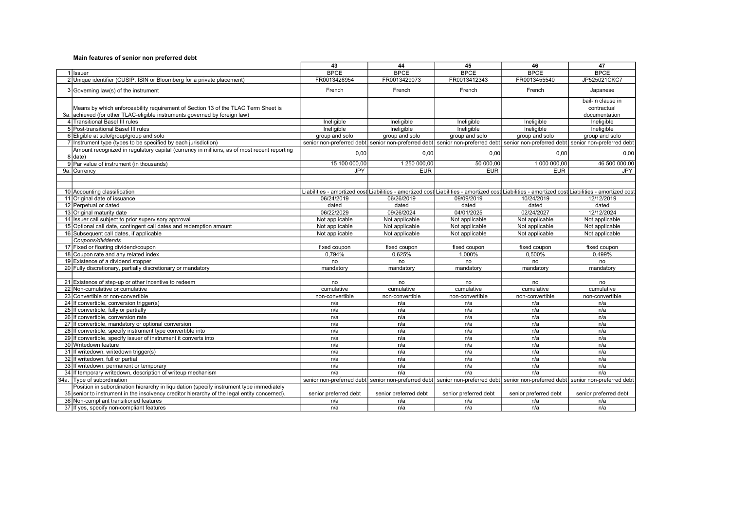**Main features of senior non preferred debt**

| | | 43 | 44 | 45 | 46 | 47 |
|---|---|---|---|---|---|---|
| 1 | Issuer | BPCE | BPCE | BPCE | BPCE | BPCE |
| 2 | Unique identifier (CUSIP, ISIN or Bloomberg for a private placement) | FR0013426954 | FR0013429073 | FR0013412343 | FR0013455540 | JP525021CKC7 |
| 3 | Governing law(s) of the instrument | French | French | French | French | Japanese |
| 3a. | Means by which enforceability requirement of Section 13 of the TLAC Term Sheet is achieved (for other TLAC-eligible instruments governed by foreign law) | | | | | bail-in clause in contractual documentation |
| 4 | Transitional Basel III rules | Ineligible | Ineligible | Ineligible | Ineligible | Ineligible |
| 5 | Post-transitional Basel III rules | Ineligible | Ineligible | Ineligible | Ineligible | Ineligible |
| 6 | Eligible at solo/group/group and solo | group and solo | group and solo | group and solo | group and solo | group and solo |
| 7 | Instrument type (types to be specified by each jurisdiction) | senior non-preferred debt | senior non-preferred debt | senior non-preferred debt | senior non-preferred debt | senior non-preferred debt |
| 8 | Amount recognized in regulatory capital (currency in millions, as of most recent reporting date) | 0,00 | 0,00 | 0,00 | 0,00 | 0,00 |
| 9 | Par value of instrument (in thousands) | 15 100 000,00 | 1 250 000,00 | 50 000,00 | 1 000 000,00 | 46 500 000,00 |
| 9a. | Currency | JPY | EUR | EUR | EUR | JPY |
| | | | | | | |
| | | | | | | |
| 10 | Accounting classification | Liabilities - amortized cost | Liabilities - amortized cost | Liabilities - amortized cost | Liabilities - amortized cost | Liabilities - amortized cost |
| 11 | Original date of issuance | 06/24/2019 | 06/26/2019 | 09/09/2019 | 10/24/2019 | 12/12/2019 |
| 12 | Perpetual or dated | dated | dated | dated | dated | dated |
| 13 | Original maturity date | 06/22/2029 | 09/26/2024 | 04/01/2025 | 02/24/2027 | 12/12/2024 |
| 14 | Issuer call subject to prior supervisory approval | Not applicable | Not applicable | Not applicable | Not applicable | Not applicable |
| 15 | Optional call date, contingent call dates and redemption amount | Not applicable | Not applicable | Not applicable | Not applicable | Not applicable |
| 16 | Subsequent call dates, if applicable | Not applicable | Not applicable | Not applicable | Not applicable | Not applicable |
| | *Coupons/dividends* | | | | | |
| 17 | Fixed or floating dividend/coupon | fixed coupon | fixed coupon | fixed coupon | fixed coupon | fixed coupon |
| 18 | Coupon rate and any related index | 0,794% | 0,625% | 1,000% | 0,500% | 0,499% |
| 19 | Existence of a dividend stopper | no | no | no | no | no |
| 20 | Fully discretionary, partially discretionary or mandatory | mandatory | mandatory | mandatory | mandatory | mandatory |
| | | | | | | |
| 21 | Existence of step-up or other incentive to redeem | no | no | no | no | no |
| 22 | Non-cumulative or cumulative | cumulative | cumulative | cumulative | cumulative | cumulative |
| 23 | Convertible or non-convertible | non-convertible | non-convertible | non-convertible | non-convertible | non-convertible |
| 24 | If convertible, conversion trigger(s) | n/a | n/a | n/a | n/a | n/a |
| 25 | If convertible, fully or partially | n/a | n/a | n/a | n/a | n/a |
| 26 | If convertible, conversion rate | n/a | n/a | n/a | n/a | n/a |
| 27 | If convertible, mandatory or optional conversion | n/a | n/a | n/a | n/a | n/a |
| 28 | If convertible, specify instrument type convertible into | n/a | n/a | n/a | n/a | n/a |
| 29 | If convertible, specify issuer of instrument it converts into | n/a | n/a | n/a | n/a | n/a |
| 30 | Writedown feature | n/a | n/a | n/a | n/a | n/a |
| 31 | If writedown, writedown trigger(s) | n/a | n/a | n/a | n/a | n/a |
| 32 | If writedown, full or partial | n/a | n/a | n/a | n/a | n/a |
| 33 | If writedown, permanent or temporary | n/a | n/a | n/a | n/a | n/a |
| 34 | If temporary writedown, description of writeup mechanism | n/a | n/a | n/a | n/a | n/a |
| 34a. | Type of subordination | senior non-preferred debt | senior non-preferred debt | senior non-preferred debt | senior non-preferred debt | senior non-preferred debt |
| 35 | Position in subordination hierarchy in liquidation (specify instrument type immediately senior to instrument in the insolvency creditor hierarchy of the legal entity concerned). | senior preferred debt | senior preferred debt | senior preferred debt | senior preferred debt | senior preferred debt |
| 36 | Non-compliant transitioned features | n/a | n/a | n/a | n/a | n/a |
| 37 | If yes, specify non-compliant features | n/a | n/a | n/a | n/a | n/a |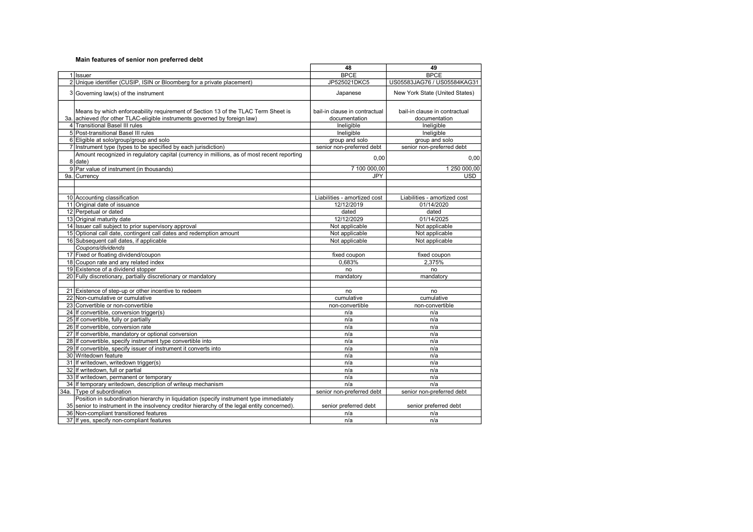### Main features of senior non preferred debt

| | | 48 | 49 |
|---|---|---|---|
| 1 | Issuer | BPCE | BPCE |
| 2 | Unique identifier (CUSIP, ISIN or Bloomberg for a private placement) | JP525021DKC5 | US05583JAG76 / US05584KAG31 |
| 3 | Governing law(s) of the instrument | Japanese | New York State (United States) |
| 3a. | Means by which enforceability requirement of Section 13 of the TLAC Term Sheet is achieved (for other TLAC-eligible instruments governed by foreign law) | bail-in clause in contractual documentation | bail-in clause in contractual documentation |
| 4 | Transitional Basel III rules | Ineligible | Ineligible |
| 5 | Post-transitional Basel III rules | Ineligible | Ineligible |
| 6 | Eligible at solo/group/group and solo | group and solo | group and solo |
| 7 | Instrument type (types to be specified by each jurisdiction) | senior non-preferred debt | senior non-preferred debt |
| 8 | Amount recognized in regulatory capital (currency in millions, as of most recent reporting date) | 0,00 | 0,00 |
| 9 | Par value of instrument (in thousands) | 7 100 000,00 | 1 250 000,00 |
| 9a. | Currency | JPY | USD |
| | | | |
| | | | |
| 10 | Accounting classification | Liabilities - amortized cost | Liabilities - amortized cost |
| 11 | Original date of issuance | 12/12/2019 | 01/14/2020 |
| 12 | Perpetual or dated | dated | dated |
| 13 | Original maturity date | 12/12/2029 | 01/14/2025 |
| 14 | Issuer call subject to prior supervisory approval | Not applicable | Not applicable |
| 15 | Optional call date, contingent call dates and redemption amount | Not applicable | Not applicable |
| 16 | Subsequent call dates, if applicable | Not applicable | Not applicable |
| | *Coupons/dividends* | | |
| 17 | Fixed or floating dividend/coupon | fixed coupon | fixed coupon |
| 18 | Coupon rate and any related index | 0,683% | 2,375% |
| 19 | Existence of a dividend stopper | no | no |
| 20 | Fully discretionary, partially discretionary or mandatory | mandatory | mandatory |
| | | | |
| 21 | Existence of step-up or other incentive to redeem | no | no |
| 22 | Non-cumulative or cumulative | cumulative | cumulative |
| 23 | Convertible or non-convertible | non-convertible | non-convertible |
| 24 | If convertible, conversion trigger(s) | n/a | n/a |
| 25 | If convertible, fully or partially | n/a | n/a |
| 26 | If convertible, conversion rate | n/a | n/a |
| 27 | If convertible, mandatory or optional conversion | n/a | n/a |
| 28 | If convertible, specify instrument type convertible into | n/a | n/a |
| 29 | If convertible, specify issuer of instrument it converts into | n/a | n/a |
| 30 | Writedown feature | n/a | n/a |
| 31 | If writedown, writedown trigger(s) | n/a | n/a |
| 32 | If writedown, full or partial | n/a | n/a |
| 33 | If writedown, permanent or temporary | n/a | n/a |
| 34 | If temporary writedown, description of writeup mechanism | n/a | n/a |
| 34a. | Type of subordination | senior non-preferred debt | senior non-preferred debt |
| 35 | Position in subordination hierarchy in liquidation (specify instrument type immediately senior to instrument in the insolvency creditor hierarchy of the legal entity concerned). | senior preferred debt | senior preferred debt |
| 36 | Non-compliant transitioned features | n/a | n/a |
| 37 | If yes, specify non-compliant features | n/a | n/a |